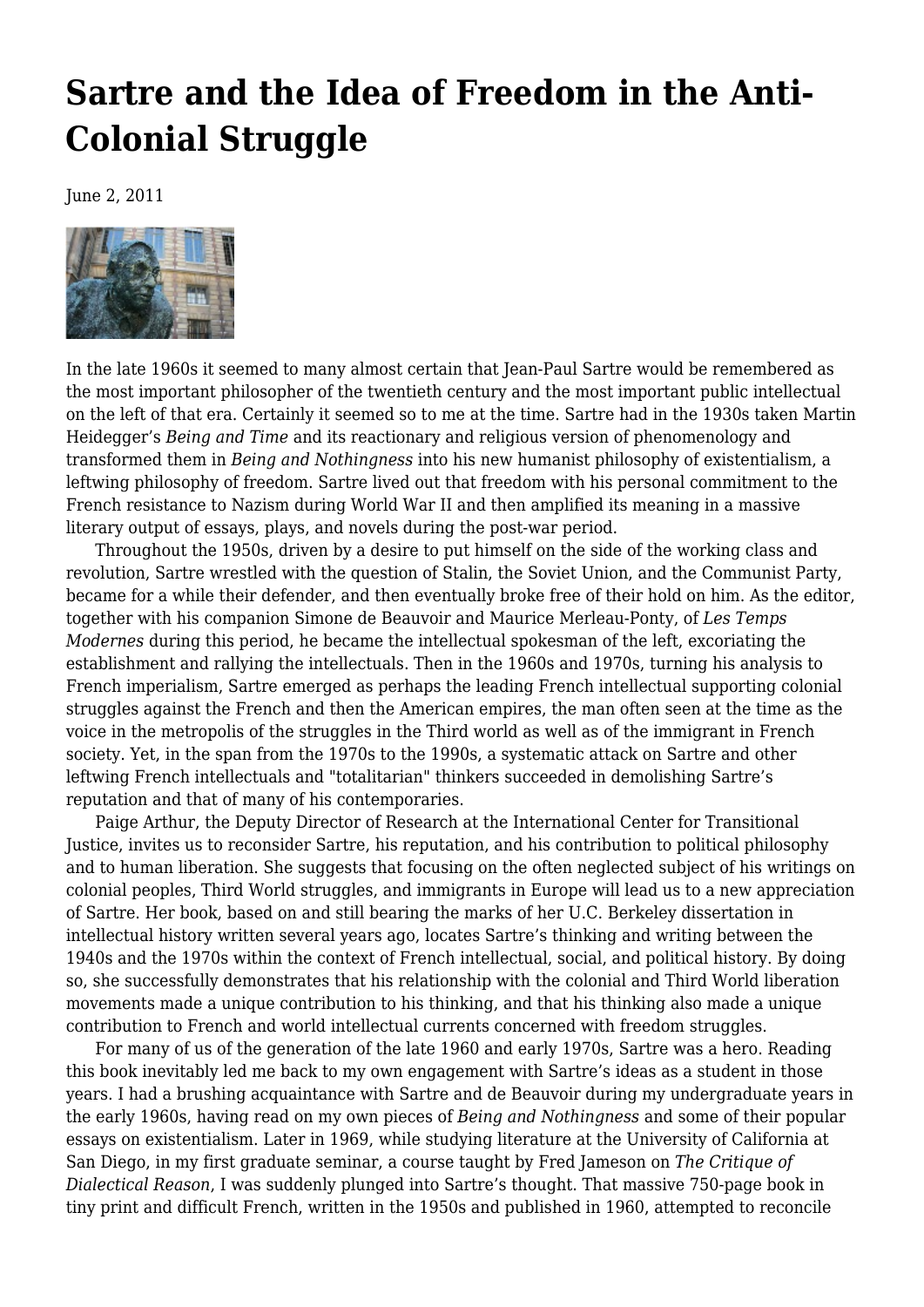# Sartre and the Idea of Freedom in the Anti-Colonial Struggle

June 2, 2011

In the late 1960s it seemed to many almost certain that Jean-Paul Sartre would be remembered as the most important philosopher of the twentieth century and the most important public intellectual on the left of that era. Certainly it seemed so to me at the time. Sartre had in the 1930s taken Martin Heidegger's *Being and Time* and its reactionary and religious version of phenomenology and transformed them in *Being and Nothingness* into his new humanist philosophy of existentialism, a leftwing philosophy of freedom. Sartre lived out that freedom with his personal commitment to the French resistance to Nazism during World War II and then amplified its meaning in a massive literary output of essays, plays, and novels during the post-war period.

Throughout the 1950s, driven by a desire to put himself on the side of the working class and revolution, Sartre wrestled with the question of Stalin, the Soviet Union, and the Communist Party, became for a while their defender, and then eventually broke free of their hold on him. As the editor, together with his companion Simone de Beauvoir and Maurice Merleau-Ponty, of *Les Temps Modernes* during this period, he became the intellectual spokesman of the left, excoriating the establishment and rallying the intellectuals. Then in the 1960s and 1970s, turning his analysis to French imperialism, Sartre emerged as perhaps the leading French intellectual supporting colonial struggles against the French and then the American empires, the man often seen at the time as the voice in the metropolis of the struggles in the Third world as well as of the immigrant in French society. Yet, in the span from the 1970s to the 1990s, a systematic attack on Sartre and other leftwing French intellectuals and "totalitarian" thinkers succeeded in demolishing Sartre's reputation and that of many of his contemporaries.

Paige Arthur, the Deputy Director of Research at the International Center for Transitional Justice, invites us to reconsider Sartre, his reputation, and his contribution to political philosophy and to human liberation. She suggests that focusing on the often neglected subject of his writings on colonial peoples, Third World struggles, and immigrants in Europe will lead us to a new appreciation of Sartre. Her book, based on and still bearing the marks of her U.C. Berkeley dissertation in intellectual history written several years ago, locates Sartre's thinking and writing between the 1940s and the 1970s within the context of French intellectual, social, and political history. By doing so, she successfully demonstrates that his relationship with the colonial and Third World liberation movements made a unique contribution to his thinking, and that his thinking also made a unique contribution to French and world intellectual currents concerned with freedom struggles.

For many of us of the generation of the late 1960 and early 1970s, Sartre was a hero. Reading this book inevitably led me back to my own engagement with Sartre's ideas as a student in those years. I had a brushing acquaintance with Sartre and de Beauvoir during my undergraduate years in the early 1960s, having read on my own pieces of *Being and Nothingness* and some of their popular essays on existentialism. Later in 1969, while studying literature at the University of California at San Diego, in my first graduate seminar, a course taught by Fred Jameson on *The Critique of Dialectical Reason*, I was suddenly plunged into Sartre's thought. That massive 750-page book in tiny print and difficult French, written in the 1950s and published in 1960, attempted to reconcile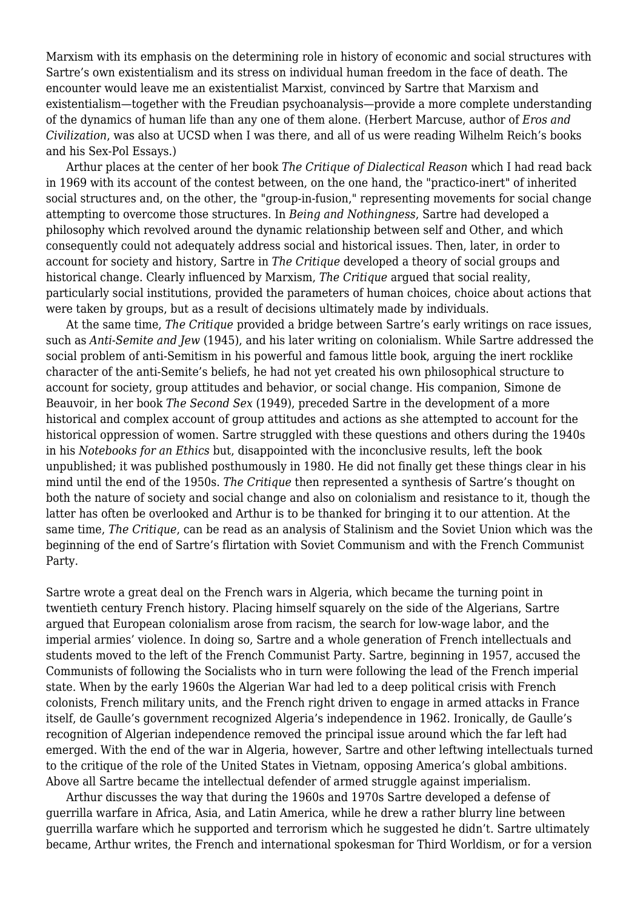Marxism with its emphasis on the determining role in history of economic and social structures with Sartre's own existentialism and its stress on individual human freedom in the face of death. The encounter would leave me an existentialist Marxist, convinced by Sartre that Marxism and existentialism—together with the Freudian psychoanalysis—provide a more complete understanding of the dynamics of human life than any one of them alone. (Herbert Marcuse, author of *Eros and Civilization*, was also at UCSD when I was there, and all of us were reading Wilhelm Reich's books and his Sex-Pol Essays.)

Arthur places at the center of her book *The Critique of Dialectical Reason* which I had read back in 1969 with its account of the contest between, on the one hand, the "practico-inert" of inherited social structures and, on the other, the "group-in-fusion," representing movements for social change attempting to overcome those structures. In *Being and Nothingness*, Sartre had developed a philosophy which revolved around the dynamic relationship between self and Other, and which consequently could not adequately address social and historical issues. Then, later, in order to account for society and history, Sartre in *The Critique* developed a theory of social groups and historical change. Clearly influenced by Marxism, *The Critique* argued that social reality, particularly social institutions, provided the parameters of human choices, choice about actions that were taken by groups, but as a result of decisions ultimately made by individuals.

At the same time, *The Critique* provided a bridge between Sartre's early writings on race issues, such as *Anti-Semite and Jew* (1945), and his later writing on colonialism. While Sartre addressed the social problem of anti-Semitism in his powerful and famous little book, arguing the inert rocklike character of the anti-Semite's beliefs, he had not yet created his own philosophical structure to account for society, group attitudes and behavior, or social change. His companion, Simone de Beauvoir, in her book *The Second Sex* (1949), preceded Sartre in the development of a more historical and complex account of group attitudes and actions as she attempted to account for the historical oppression of women. Sartre struggled with these questions and others during the 1940s in his *Notebooks for an Ethics* but, disappointed with the inconclusive results, left the book unpublished; it was published posthumously in 1980. He did not finally get these things clear in his mind until the end of the 1950s. *The Critique* then represented a synthesis of Sartre's thought on both the nature of society and social change and also on colonialism and resistance to it, though the latter has often be overlooked and Arthur is to be thanked for bringing it to our attention. At the same time, *The Critique*, can be read as an analysis of Stalinism and the Soviet Union which was the beginning of the end of Sartre's flirtation with Soviet Communism and with the French Communist Party.

Sartre wrote a great deal on the French wars in Algeria, which became the turning point in twentieth century French history. Placing himself squarely on the side of the Algerians, Sartre argued that European colonialism arose from racism, the search for low-wage labor, and the imperial armies' violence. In doing so, Sartre and a whole generation of French intellectuals and students moved to the left of the French Communist Party. Sartre, beginning in 1957, accused the Communists of following the Socialists who in turn were following the lead of the French imperial state. When by the early 1960s the Algerian War had led to a deep political crisis with French colonists, French military units, and the French right driven to engage in armed attacks in France itself, de Gaulle's government recognized Algeria's independence in 1962. Ironically, de Gaulle's recognition of Algerian independence removed the principal issue around which the far left had emerged. With the end of the war in Algeria, however, Sartre and other leftwing intellectuals turned to the critique of the role of the United States in Vietnam, opposing America's global ambitions. Above all Sartre became the intellectual defender of armed struggle against imperialism.

Arthur discusses the way that during the 1960s and 1970s Sartre developed a defense of guerrilla warfare in Africa, Asia, and Latin America, while he drew a rather blurry line between guerrilla warfare which he supported and terrorism which he suggested he didn't. Sartre ultimately became, Arthur writes, the French and international spokesman for Third Worldism, or for a version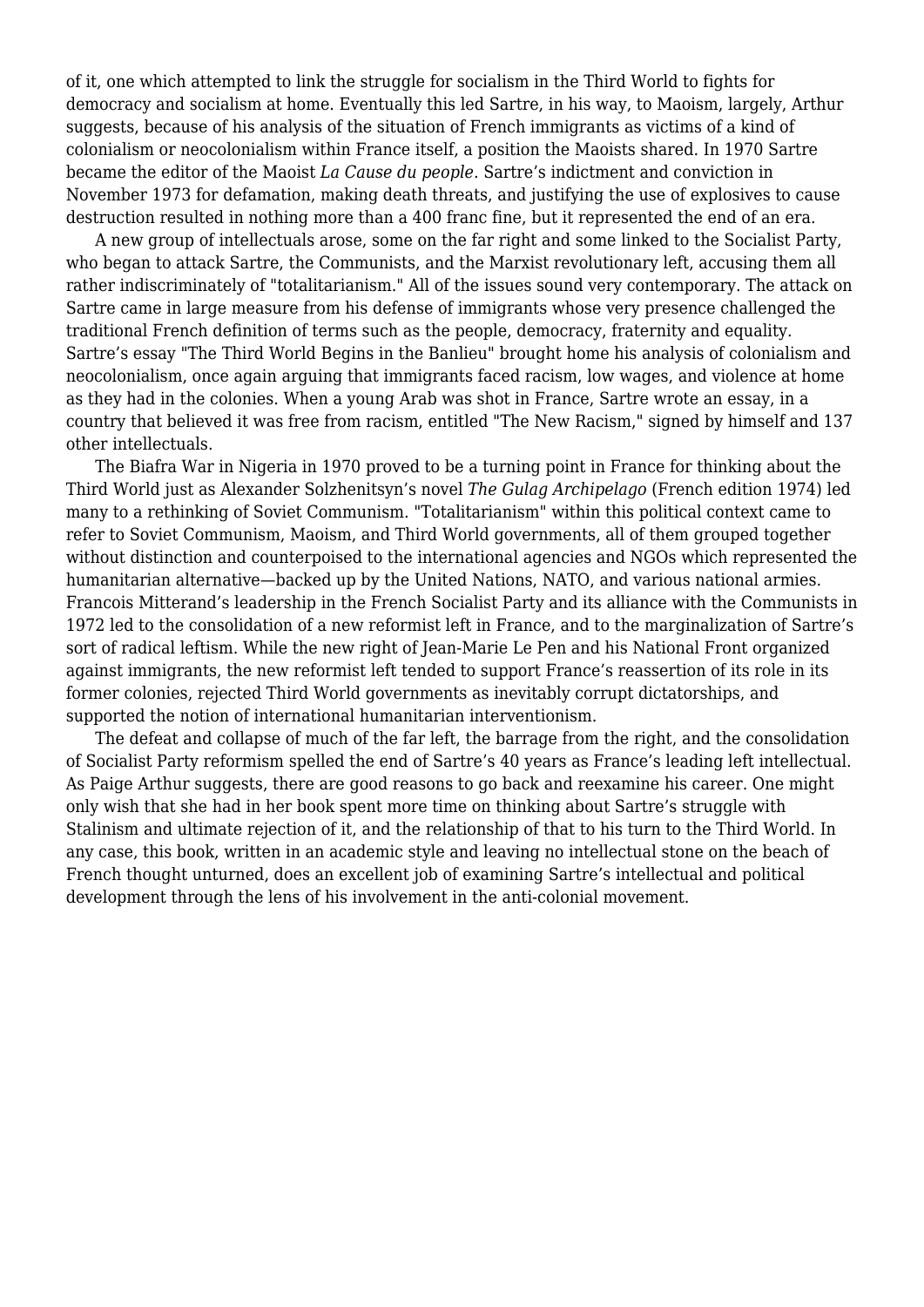of it, one which attempted to link the struggle for socialism in the Third World to fights for democracy and socialism at home. Eventually this led Sartre, in his way, to Maoism, largely, Arthur suggests, because of his analysis of the situation of French immigrants as victims of a kind of colonialism or neocolonialism within France itself, a position the Maoists shared. In 1970 Sartre became the editor of the Maoist *La Cause du people.* Sartre's indictment and conviction in November 1973 for defamation, making death threats, and justifying the use of explosives to cause destruction resulted in nothing more than a 400 franc fine, but it represented the end of an era.

A new group of intellectuals arose, some on the far right and some linked to the Socialist Party, who began to attack Sartre, the Communists, and the Marxist revolutionary left, accusing them all rather indiscriminately of "totalitarianism." All of the issues sound very contemporary. The attack on Sartre came in large measure from his defense of immigrants whose very presence challenged the traditional French definition of terms such as the people, democracy, fraternity and equality. Sartre's essay "The Third World Begins in the Banlieu" brought home his analysis of colonialism and neocolonialism, once again arguing that immigrants faced racism, low wages, and violence at home as they had in the colonies. When a young Arab was shot in France, Sartre wrote an essay, in a country that believed it was free from racism, entitled "The New Racism," signed by himself and 137 other intellectuals.

The Biafra War in Nigeria in 1970 proved to be a turning point in France for thinking about the Third World just as Alexander Solzhenitsyn's novel *The Gulag Archipelago* (French edition 1974) led many to a rethinking of Soviet Communism. "Totalitarianism" within this political context came to refer to Soviet Communism, Maoism, and Third World governments, all of them grouped together without distinction and counterpoised to the international agencies and NGOs which represented the humanitarian alternative—backed up by the United Nations, NATO, and various national armies. Francois Mitterand's leadership in the French Socialist Party and its alliance with the Communists in 1972 led to the consolidation of a new reformist left in France, and to the marginalization of Sartre's sort of radical leftism. While the new right of Jean-Marie Le Pen and his National Front organized against immigrants, the new reformist left tended to support France's reassertion of its role in its former colonies, rejected Third World governments as inevitably corrupt dictatorships, and supported the notion of international humanitarian interventionism.

The defeat and collapse of much of the far left, the barrage from the right, and the consolidation of Socialist Party reformism spelled the end of Sartre's 40 years as France's leading left intellectual. As Paige Arthur suggests, there are good reasons to go back and reexamine his career. One might only wish that she had in her book spent more time on thinking about Sartre's struggle with Stalinism and ultimate rejection of it, and the relationship of that to his turn to the Third World. In any case, this book, written in an academic style and leaving no intellectual stone on the beach of French thought unturned, does an excellent job of examining Sartre's intellectual and political development through the lens of his involvement in the anti-colonial movement.